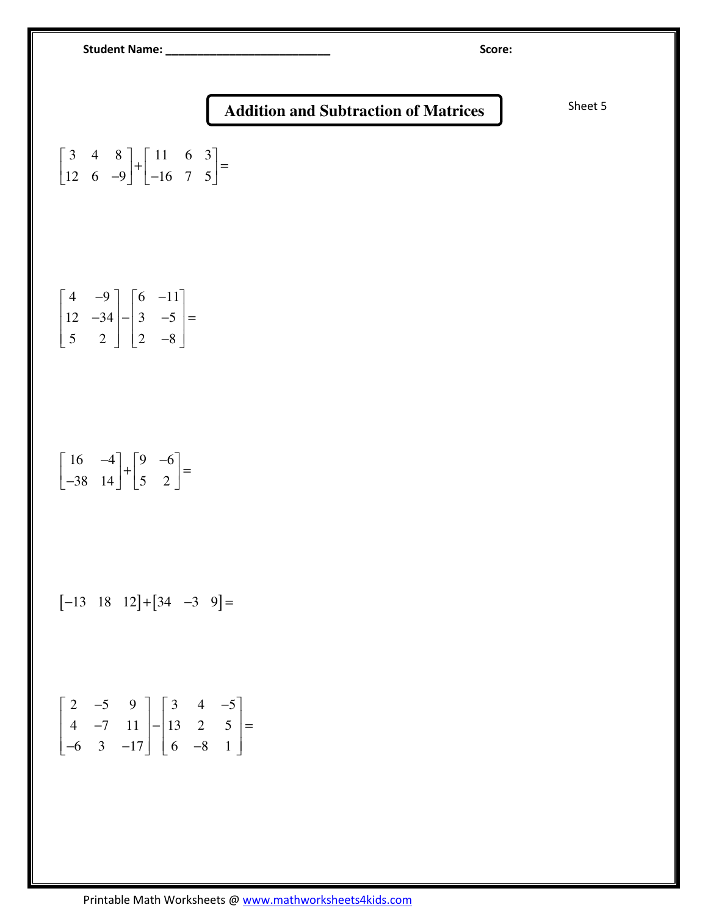Student Name: ___________________________ Score:

# Addition and Subtraction of Matrices

Sheet 5

$$\begin{bmatrix} 3 & 4 & 8 \\ 12 & 6 & -9 \end{bmatrix} + \begin{bmatrix} 11 & 6 & 3 \\ -16 & 7 & 5 \end{bmatrix} =$$

$$\begin{bmatrix} 4 & -9 \\ 12 & -34 \\ 5 & 2 \end{bmatrix} - \begin{bmatrix} 6 & -11 \\ 3 & -5 \\ 2 & -8 \end{bmatrix} =$$

$$\begin{bmatrix} 16 & -4 \\ -38 & 14 \end{bmatrix} + \begin{bmatrix} 9 & -6 \\ 5 & 2 \end{bmatrix} =$$

$$\begin{bmatrix} -13 & 18 & 12 \end{bmatrix} + \begin{bmatrix} 34 & -3 & 9 \end{bmatrix} =$$

$$\begin{bmatrix} 2 & -5 & 9 \\ 4 & -7 & 11 \\ -6 & 3 & -17 \end{bmatrix} - \begin{bmatrix} 3 & 4 & -5 \\ 13 & 2 & 5 \\ 6 & -8 & 1 \end{bmatrix} =$$

Printable Math Worksheets @ www.mathworksheets4kids.com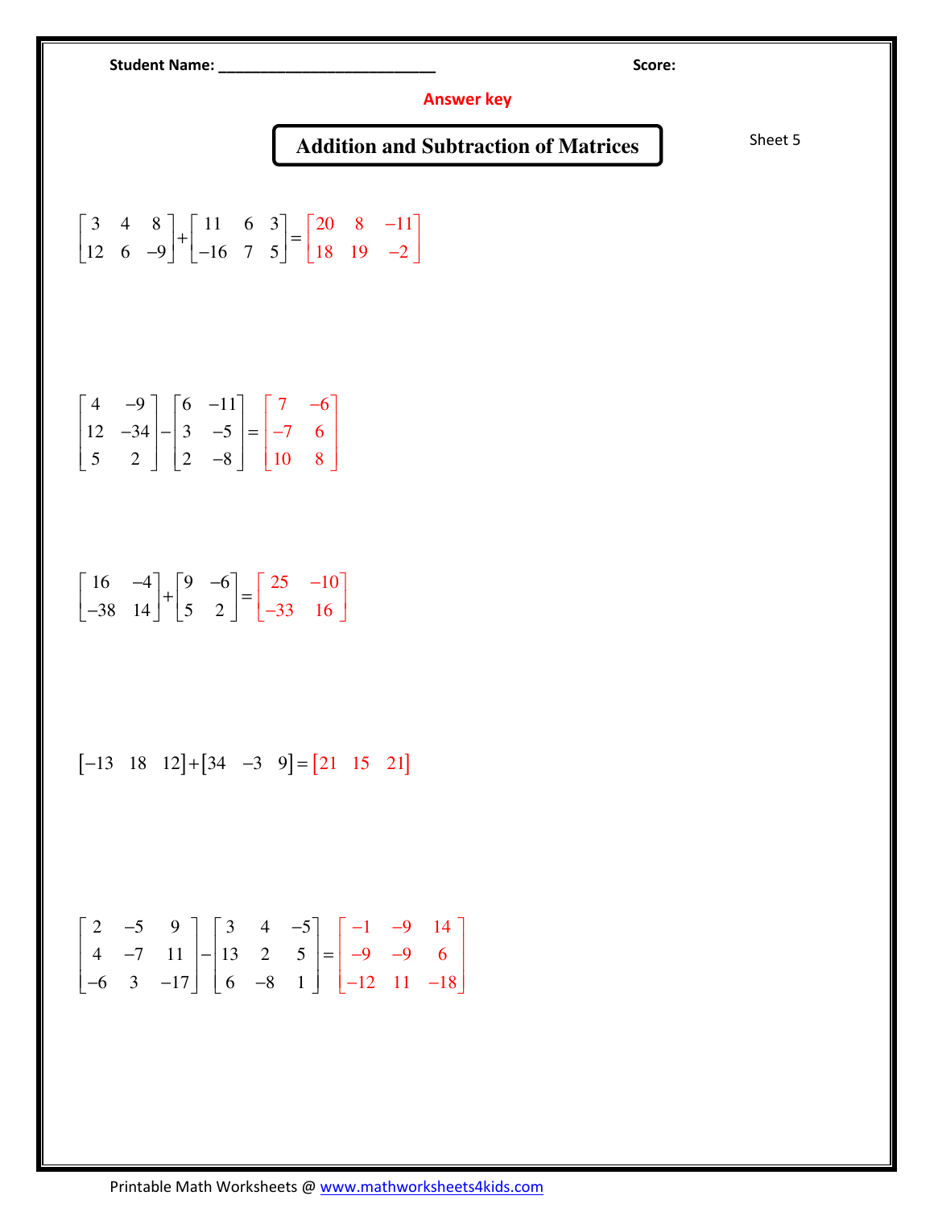Student Name: ___________________________ Score:

**Answer key**

# Addition and Subtraction of Matrices

Sheet 5

$$\begin{bmatrix} 3 & 4 & 8 \\ 12 & 6 & -9 \end{bmatrix} + \begin{bmatrix} 11 & 6 & 3 \\ -16 & 7 & 5 \end{bmatrix} = \begin{bmatrix} 20 & 8 & -11 \\ 18 & 19 & -2 \end{bmatrix}$$

$$\begin{bmatrix} 4 & -9 \\ 12 & -34 \\ 5 & 2 \end{bmatrix} - \begin{bmatrix} 6 & -11 \\ 3 & -5 \\ 2 & -8 \end{bmatrix} = \begin{bmatrix} 7 & -6 \\ -7 & 6 \\ 10 & 8 \end{bmatrix}$$

$$\begin{bmatrix} 16 & -4 \\ -38 & 14 \end{bmatrix} + \begin{bmatrix} 9 & -6 \\ 5 & 2 \end{bmatrix} = \begin{bmatrix} 25 & -10 \\ -33 & 16 \end{bmatrix}$$

$$\begin{bmatrix} -13 & 18 & 12 \end{bmatrix} + \begin{bmatrix} 34 & -3 & 9 \end{bmatrix} = \begin{bmatrix} 21 & 15 & 21 \end{bmatrix}$$

$$\begin{bmatrix} 2 & -5 & 9 \\ 4 & -7 & 11 \\ -6 & 3 & -17 \end{bmatrix} - \begin{bmatrix} 3 & 4 & -5 \\ 13 & 2 & 5 \\ 6 & -8 & 1 \end{bmatrix} = \begin{bmatrix} -1 & -9 & 14 \\ -9 & -9 & 6 \\ -12 & 11 & -18 \end{bmatrix}$$

Printable Math Worksheets @ www.mathworksheets4kids.com